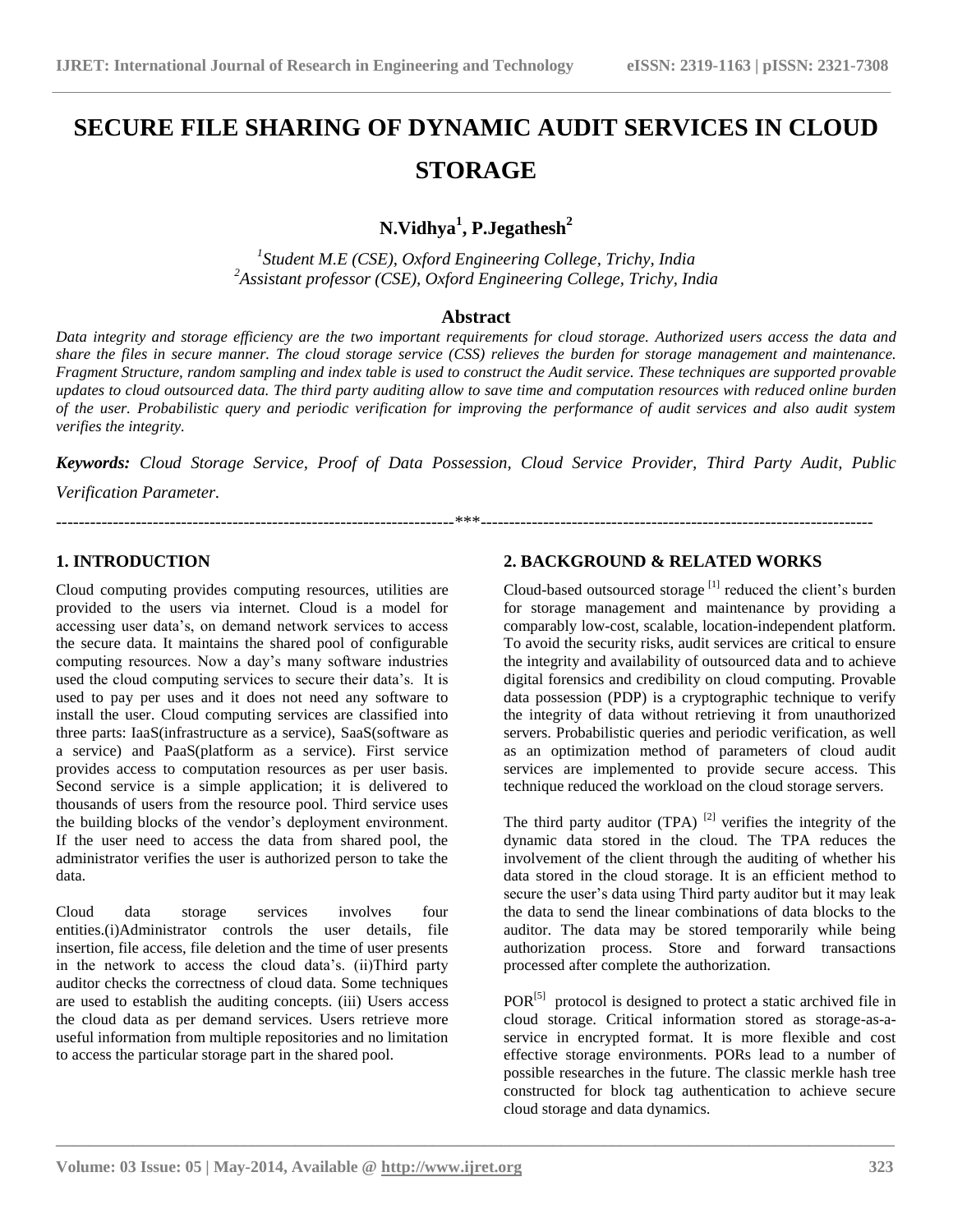# SECURE FILE SHARING OF DYNAMIC AUDIT SERVICES IN CLOUD STORAGE

**N.Vidhya[1], P.Jegathesh[2]**

[1]*Student M.E (CSE), Oxford Engineering College, Trichy, India*
[2]*Assistant professor (CSE), Oxford Engineering College, Trichy, India*

## Abstract

*Data integrity and storage efficiency are the two important requirements for cloud storage. Authorized users access the data and share the files in secure manner. The cloud storage service (CSS) relieves the burden for storage management and maintenance. Fragment Structure, random sampling and index table is used to construct the Audit service. These techniques are supported provable updates to cloud outsourced data. The third party auditing allow to save time and computation resources with reduced online burden of the user. Probabilistic query and periodic verification for improving the performance of audit services and also audit system verifies the integrity.*

***Keywords:*** *Cloud Storage Service, Proof of Data Possession, Cloud Service Provider, Third Party Audit, Public Verification Parameter.*

---

## 1. INTRODUCTION

Cloud computing provides computing resources, utilities are provided to the users via internet. Cloud is a model for accessing user data's, on demand network services to access the secure data. It maintains the shared pool of configurable computing resources. Now a day's many software industries used the cloud computing services to secure their data's. It is used to pay per uses and it does not need any software to install the user. Cloud computing services are classified into three parts: IaaS(infrastructure as a service), SaaS(software as a service) and PaaS(platform as a service). First service provides access to computation resources as per user basis. Second service is a simple application; it is delivered to thousands of users from the resource pool. Third service uses the building blocks of the vendor's deployment environment. If the user need to access the data from shared pool, the administrator verifies the user is authorized person to take the data.

Cloud data storage services involves four entities.(i)Administrator controls the user details, file insertion, file access, file deletion and the time of user presents in the network to access the cloud data's. (ii)Third party auditor checks the correctness of cloud data. Some techniques are used to establish the auditing concepts. (iii) Users access the cloud data as per demand services. Users retrieve more useful information from multiple repositories and no limitation to access the particular storage part in the shared pool.

## 2. BACKGROUND & RELATED WORKS

Cloud-based outsourced storage [1] reduced the client's burden for storage management and maintenance by providing a comparably low-cost, scalable, location-independent platform. To avoid the security risks, audit services are critical to ensure the integrity and availability of outsourced data and to achieve digital forensics and credibility on cloud computing. Provable data possession (PDP) is a cryptographic technique to verify the integrity of data without retrieving it from unauthorized servers. Probabilistic queries and periodic verification, as well as an optimization method of parameters of cloud audit services are implemented to provide secure access. This technique reduced the workload on the cloud storage servers.

The third party auditor (TPA) [2] verifies the integrity of the dynamic data stored in the cloud. The TPA reduces the involvement of the client through the auditing of whether his data stored in the cloud storage. It is an efficient method to secure the user's data using Third party auditor but it may leak the data to send the linear combinations of data blocks to the auditor. The data may be stored temporarily while being authorization process. Store and forward transactions processed after complete the authorization.

POR[5] protocol is designed to protect a static archived file in cloud storage. Critical information stored as storage-as-a-service in encrypted format. It is more flexible and cost effective storage environments. PORs lead to a number of possible researches in the future. The classic merkle hash tree constructed for block tag authentication to achieve secure cloud storage and data dynamics.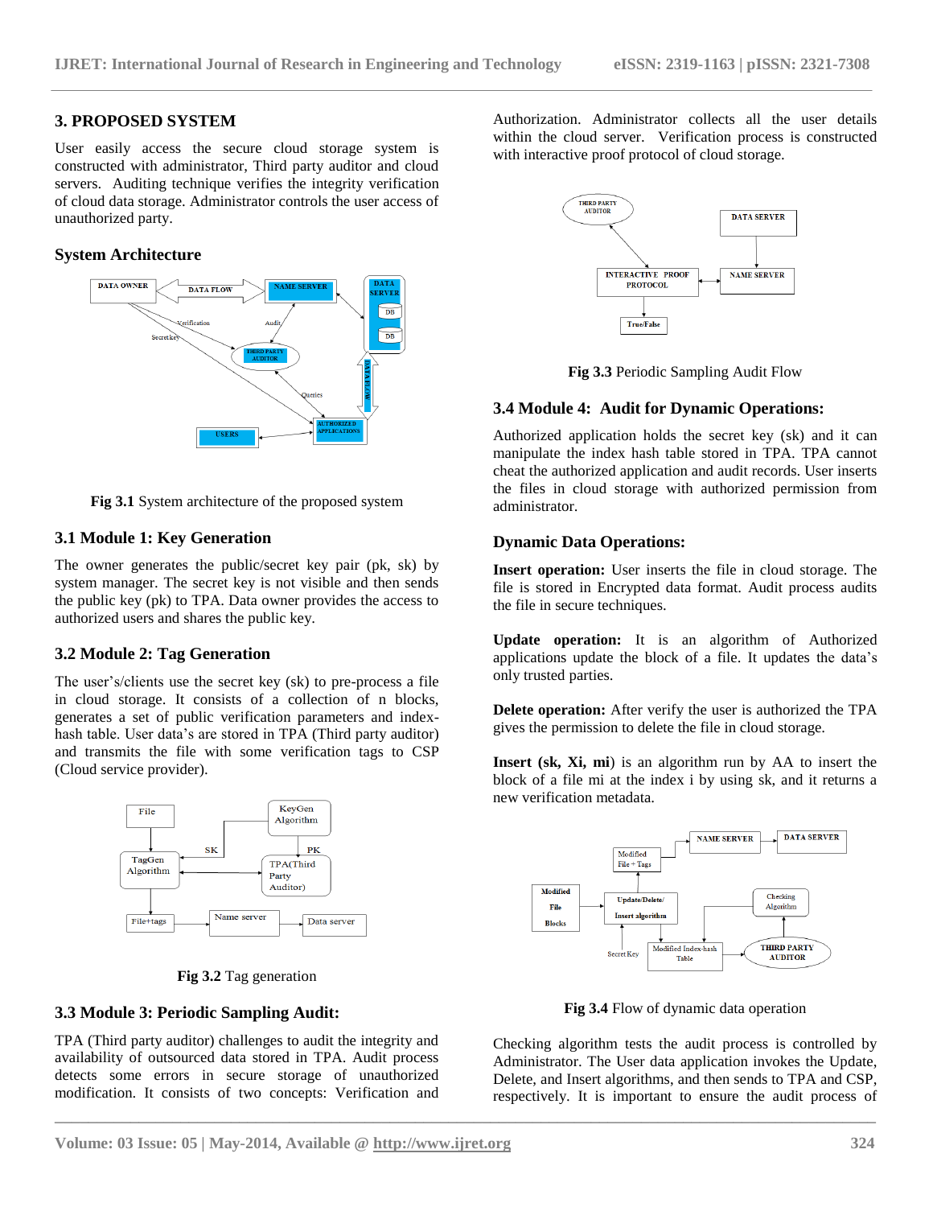## 3. PROPOSED SYSTEM

User easily access the secure cloud storage system is constructed with administrator, Third party auditor and cloud servers. Auditing technique verifies the integrity verification of cloud data storage. Administrator controls the user access of unauthorized party.

### System Architecture

**Fig 3.1** System architecture of the proposed system

### 3.1 Module 1: Key Generation

The owner generates the public/secret key pair (pk, sk) by system manager. The secret key is not visible and then sends the public key (pk) to TPA. Data owner provides the access to authorized users and shares the public key.

### 3.2 Module 2: Tag Generation

The user's/clients use the secret key (sk) to pre-process a file in cloud storage. It consists of a collection of n blocks, generates a set of public verification parameters and index-hash table. User data's are stored in TPA (Third party auditor) and transmits the file with some verification tags to CSP (Cloud service provider).

**Fig 3.2** Tag generation

### 3.3 Module 3: Periodic Sampling Audit:

TPA (Third party auditor) challenges to audit the integrity and availability of outsourced data stored in TPA. Audit process detects some errors in secure storage of unauthorized modification. It consists of two concepts: Verification and Authorization. Administrator collects all the user details within the cloud server. Verification process is constructed with interactive proof protocol of cloud storage.

**Fig 3.3** Periodic Sampling Audit Flow

### 3.4 Module 4: Audit for Dynamic Operations:

Authorized application holds the secret key (sk) and it can manipulate the index hash table stored in TPA. TPA cannot cheat the authorized application and audit records. User inserts the files in cloud storage with authorized permission from administrator.

### Dynamic Data Operations:

**Insert operation:** User inserts the file in cloud storage. The file is stored in Encrypted data format. Audit process audits the file in secure techniques.

**Update operation:** It is an algorithm of Authorized applications update the block of a file. It updates the data's only trusted parties.

**Delete operation:** After verify the user is authorized the TPA gives the permission to delete the file in cloud storage.

**Insert (sk, Xi, mi**) is an algorithm run by AA to insert the block of a file mi at the index i by using sk, and it returns a new verification metadata.

**Fig 3.4** Flow of dynamic data operation

Checking algorithm tests the audit process is controlled by Administrator. The User data application invokes the Update, Delete, and Insert algorithms, and then sends to TPA and CSP, respectively. It is important to ensure the audit process of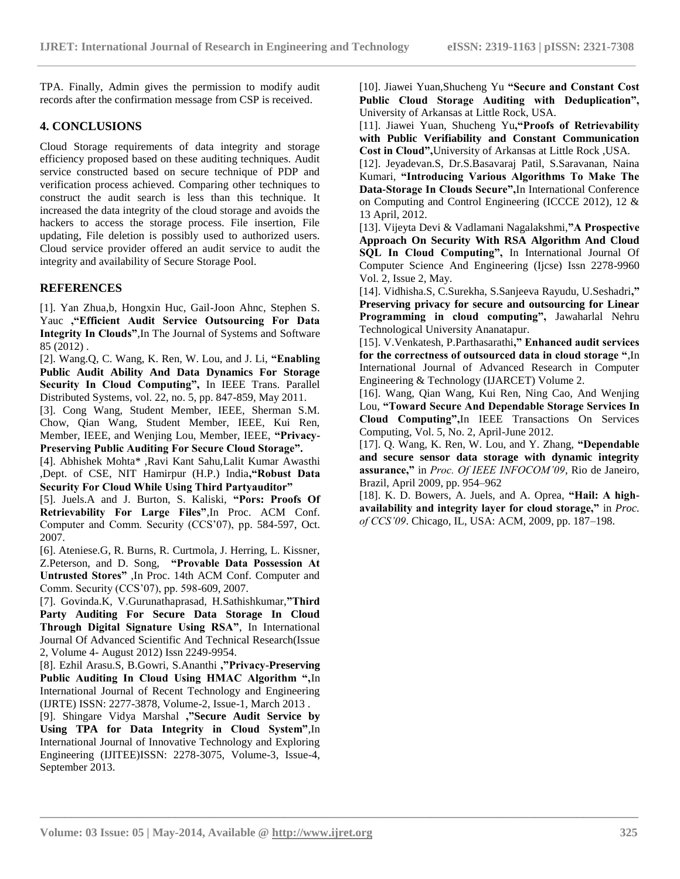TPA. Finally, Admin gives the permission to modify audit records after the confirmation message from CSP is received.

## 4. CONCLUSIONS

Cloud Storage requirements of data integrity and storage efficiency proposed based on these auditing techniques. Audit service constructed based on secure technique of PDP and verification process achieved. Comparing other techniques to construct the audit search is less than this technique. It increased the data integrity of the cloud storage and avoids the hackers to access the storage process. File insertion, File updating, File deletion is possibly used to authorized users. Cloud service provider offered an audit service to audit the integrity and availability of Secure Storage Pool.

## REFERENCES

[1]. Yan Zhua,b, Hongxin Huc, Gail-Joon Ahnc, Stephen S. Yauc **,"Efficient Audit Service Outsourcing For Data Integrity In Clouds"**,In The Journal of Systems and Software 85 (2012) .

[2]. Wang.Q, C. Wang, K. Ren, W. Lou, and J. Li, **"Enabling Public Audit Ability And Data Dynamics For Storage Security In Cloud Computing",** In IEEE Trans. Parallel Distributed Systems, vol. 22, no. 5, pp. 847-859, May 2011.

[3]. Cong Wang, Student Member, IEEE, Sherman S.M. Chow, Qian Wang, Student Member, IEEE, Kui Ren, Member, IEEE, and Wenjing Lou, Member, IEEE, **"Privacy-Preserving Public Auditing For Secure Cloud Storage".**

[4]. Abhishek Mohta* ,Ravi Kant Sahu,Lalit Kumar Awasthi ,Dept. of CSE, NIT Hamirpur (H.P.) India**,"Robust Data Security For Cloud While Using Third Partyauditor"**

[5]. Juels.A and J. Burton, S. Kaliski, **"Pors: Proofs Of Retrievability For Large Files"**,In Proc. ACM Conf. Computer and Comm. Security (CCS'07), pp. 584-597, Oct. 2007.

[6]. Ateniese.G, R. Burns, R. Curtmola, J. Herring, L. Kissner, Z.Peterson, and D. Song, **"Provable Data Possession At Untrusted Stores"** ,In Proc. 14th ACM Conf. Computer and Comm. Security (CCS'07), pp. 598-609, 2007.

[7]. Govinda.K, V.Gurunathaprasad, H.Sathishkumar,**"Third Party Auditing For Secure Data Storage In Cloud Through Digital Signature Using RSA"**, In International Journal Of Advanced Scientific And Technical Research(Issue 2, Volume 4- August 2012) Issn 2249-9954.

[8]. Ezhil Arasu.S, B.Gowri, S.Ananthi **,"Privacy-Preserving Public Auditing In Cloud Using HMAC Algorithm ",**In International Journal of Recent Technology and Engineering (IJRTE) ISSN: 2277-3878, Volume-2, Issue-1, March 2013 .

[9]. Shingare Vidya Marshal **,"Secure Audit Service by Using TPA for Data Integrity in Cloud System"**,In International Journal of Innovative Technology and Exploring Engineering (IJITEE)ISSN: 2278-3075, Volume-3, Issue-4, September 2013.

[10]. Jiawei Yuan,Shucheng Yu **"Secure and Constant Cost Public Cloud Storage Auditing with Deduplication",** University of Arkansas at Little Rock, USA.

[11]. Jiawei Yuan, Shucheng Yu**,"Proofs of Retrievability with Public Verifiability and Constant Communication Cost in Cloud",**University of Arkansas at Little Rock ,USA.

[12]. Jeyadevan.S, Dr.S.Basavaraj Patil, S.Saravanan, Naina Kumari, **"Introducing Various Algorithms To Make The Data-Storage In Clouds Secure",**In International Conference on Computing and Control Engineering (ICCCE 2012), 12 & 13 April, 2012.

[13]. Vijeyta Devi & Vadlamani Nagalakshmi,**"A Prospective Approach On Security With RSA Algorithm And Cloud SQL In Cloud Computing",** In International Journal Of Computer Science And Engineering (Ijcse) Issn 2278-9960 Vol. 2, Issue 2, May.

[14]. Vidhisha.S, C.Surekha, S.Sanjeeva Rayudu, U.Seshadri**," Preserving privacy for secure and outsourcing for Linear Programming in cloud computing",** Jawaharlal Nehru Technological University Ananatapur.

[15]. V.Venkatesh, P.Parthasarathi**," Enhanced audit services for the correctness of outsourced data in cloud storage "**,In International Journal of Advanced Research in Computer Engineering & Technology (IJARCET) Volume 2.

[16]. Wang, Qian Wang, Kui Ren, Ning Cao, And Wenjing Lou, **"Toward Secure And Dependable Storage Services In Cloud Computing",**In IEEE Transactions On Services Computing, Vol. 5, No. 2, April-June 2012.

[17]. Q. Wang, K. Ren, W. Lou, and Y. Zhang, **"Dependable and secure sensor data storage with dynamic integrity assurance,"** in *Proc. Of IEEE INFOCOM'09*, Rio de Janeiro, Brazil, April 2009, pp. 954–962

[18]. K. D. Bowers, A. Juels, and A. Oprea, **"Hail: A high-availability and integrity layer for cloud storage,"** in *Proc. of CCS'09*. Chicago, IL, USA: ACM, 2009, pp. 187–198.